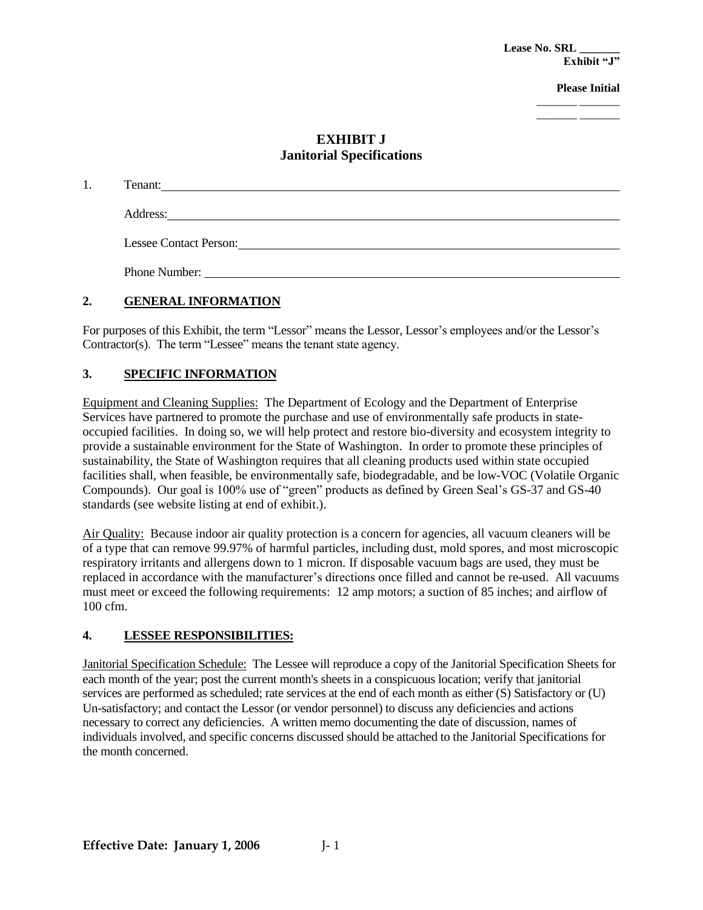**Lease No. SRL \_\_\_\_\_\_\_**
**Exhibit "J"**

**Please Initial**
\_\_\_\_\_\_\_ \_\_\_\_\_\_\_
\_\_\_\_\_\_\_ \_\_\_\_\_\_\_

# EXHIBIT J
## Janitorial Specifications

1. Tenant: \_\_\_\_\_\_\_\_\_\_\_\_\_\_\_\_\_\_\_\_\_\_\_\_\_\_\_\_\_\_\_\_\_\_\_\_\_\_\_\_

   Address: \_\_\_\_\_\_\_\_\_\_\_\_\_\_\_\_\_\_\_\_\_\_\_\_\_\_\_\_\_\_\_\_\_\_\_\_\_\_\_\_

   Lessee Contact Person: \_\_\_\_\_\_\_\_\_\_\_\_\_\_\_\_\_\_\_\_\_\_\_\_\_\_\_\_\_\_\_\_\_\_\_\_\_\_\_\_

   Phone Number: \_\_\_\_\_\_\_\_\_\_\_\_\_\_\_\_\_\_\_\_\_\_\_\_\_\_\_\_\_\_\_\_\_\_\_\_\_\_\_\_

### 2. GENERAL INFORMATION

For purposes of this Exhibit, the term "Lessor" means the Lessor, Lessor's employees and/or the Lessor's Contractor(s). The term "Lessee" means the tenant state agency.

### 3. SPECIFIC INFORMATION

Equipment and Cleaning Supplies: The Department of Ecology and the Department of Enterprise Services have partnered to promote the purchase and use of environmentally safe products in state-occupied facilities. In doing so, we will help protect and restore bio-diversity and ecosystem integrity to provide a sustainable environment for the State of Washington. In order to promote these principles of sustainability, the State of Washington requires that all cleaning products used within state occupied facilities shall, when feasible, be environmentally safe, biodegradable, and be low-VOC (Volatile Organic Compounds). Our goal is 100% use of "green" products as defined by Green Seal's GS-37 and GS-40 standards (see website listing at end of exhibit.).

Air Quality: Because indoor air quality protection is a concern for agencies, all vacuum cleaners will be of a type that can remove 99.97% of harmful particles, including dust, mold spores, and most microscopic respiratory irritants and allergens down to 1 micron. If disposable vacuum bags are used, they must be replaced in accordance with the manufacturer's directions once filled and cannot be re-used. All vacuums must meet or exceed the following requirements: 12 amp motors; a suction of 85 inches; and airflow of 100 cfm.

### 4. LESSEE RESPONSIBILITIES:

Janitorial Specification Schedule: The Lessee will reproduce a copy of the Janitorial Specification Sheets for each month of the year; post the current month's sheets in a conspicuous location; verify that janitorial services are performed as scheduled; rate services at the end of each month as either (S) Satisfactory or (U) Un-satisfactory; and contact the Lessor (or vendor personnel) to discuss any deficiencies and actions necessary to correct any deficiencies. A written memo documenting the date of discussion, names of individuals involved, and specific concerns discussed should be attached to the Janitorial Specifications for the month concerned.

**Effective Date: January 1, 2006**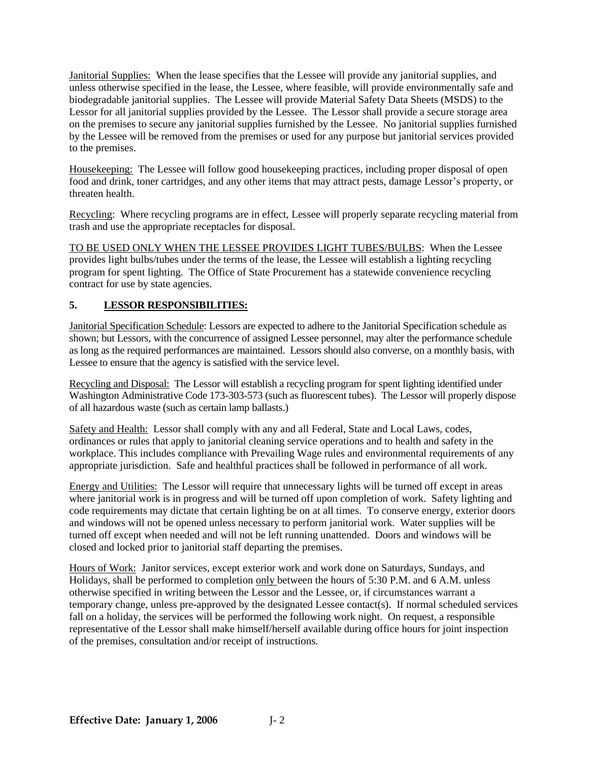Janitorial Supplies: When the lease specifies that the Lessee will provide any janitorial supplies, and unless otherwise specified in the lease, the Lessee, where feasible, will provide environmentally safe and biodegradable janitorial supplies. The Lessee will provide Material Safety Data Sheets (MSDS) to the Lessor for all janitorial supplies provided by the Lessee. The Lessor shall provide a secure storage area on the premises to secure any janitorial supplies furnished by the Lessee. No janitorial supplies furnished by the Lessee will be removed from the premises or used for any purpose but janitorial services provided to the premises.

Housekeeping: The Lessee will follow good housekeeping practices, including proper disposal of open food and drink, toner cartridges, and any other items that may attract pests, damage Lessor's property, or threaten health.

Recycling: Where recycling programs are in effect, Lessee will properly separate recycling material from trash and use the appropriate receptacles for disposal.

TO BE USED ONLY WHEN THE LESSEE PROVIDES LIGHT TUBES/BULBS: When the Lessee provides light bulbs/tubes under the terms of the lease, the Lessee will establish a lighting recycling program for spent lighting. The Office of State Procurement has a statewide convenience recycling contract for use by state agencies.

## 5. LESSOR RESPONSIBILITIES:

Janitorial Specification Schedule: Lessors are expected to adhere to the Janitorial Specification schedule as shown; but Lessors, with the concurrence of assigned Lessee personnel, may alter the performance schedule as long as the required performances are maintained. Lessors should also converse, on a monthly basis, with Lessee to ensure that the agency is satisfied with the service level.

Recycling and Disposal: The Lessor will establish a recycling program for spent lighting identified under Washington Administrative Code 173-303-573 (such as fluorescent tubes). The Lessor will properly dispose of all hazardous waste (such as certain lamp ballasts.)

Safety and Health: Lessor shall comply with any and all Federal, State and Local Laws, codes, ordinances or rules that apply to janitorial cleaning service operations and to health and safety in the workplace. This includes compliance with Prevailing Wage rules and environmental requirements of any appropriate jurisdiction. Safe and healthful practices shall be followed in performance of all work.

Energy and Utilities: The Lessor will require that unnecessary lights will be turned off except in areas where janitorial work is in progress and will be turned off upon completion of work. Safety lighting and code requirements may dictate that certain lighting be on at all times. To conserve energy, exterior doors and windows will not be opened unless necessary to perform janitorial work. Water supplies will be turned off except when needed and will not be left running unattended. Doors and windows will be closed and locked prior to janitorial staff departing the premises.

Hours of Work: Janitor services, except exterior work and work done on Saturdays, Sundays, and Holidays, shall be performed to completion only between the hours of 5:30 P.M. and 6 A.M. unless otherwise specified in writing between the Lessor and the Lessee, or, if circumstances warrant a temporary change, unless pre-approved by the designated Lessee contact(s). If normal scheduled services fall on a holiday, the services will be performed the following work night. On request, a responsible representative of the Lessor shall make himself/herself available during office hours for joint inspection of the premises, consultation and/or receipt of instructions.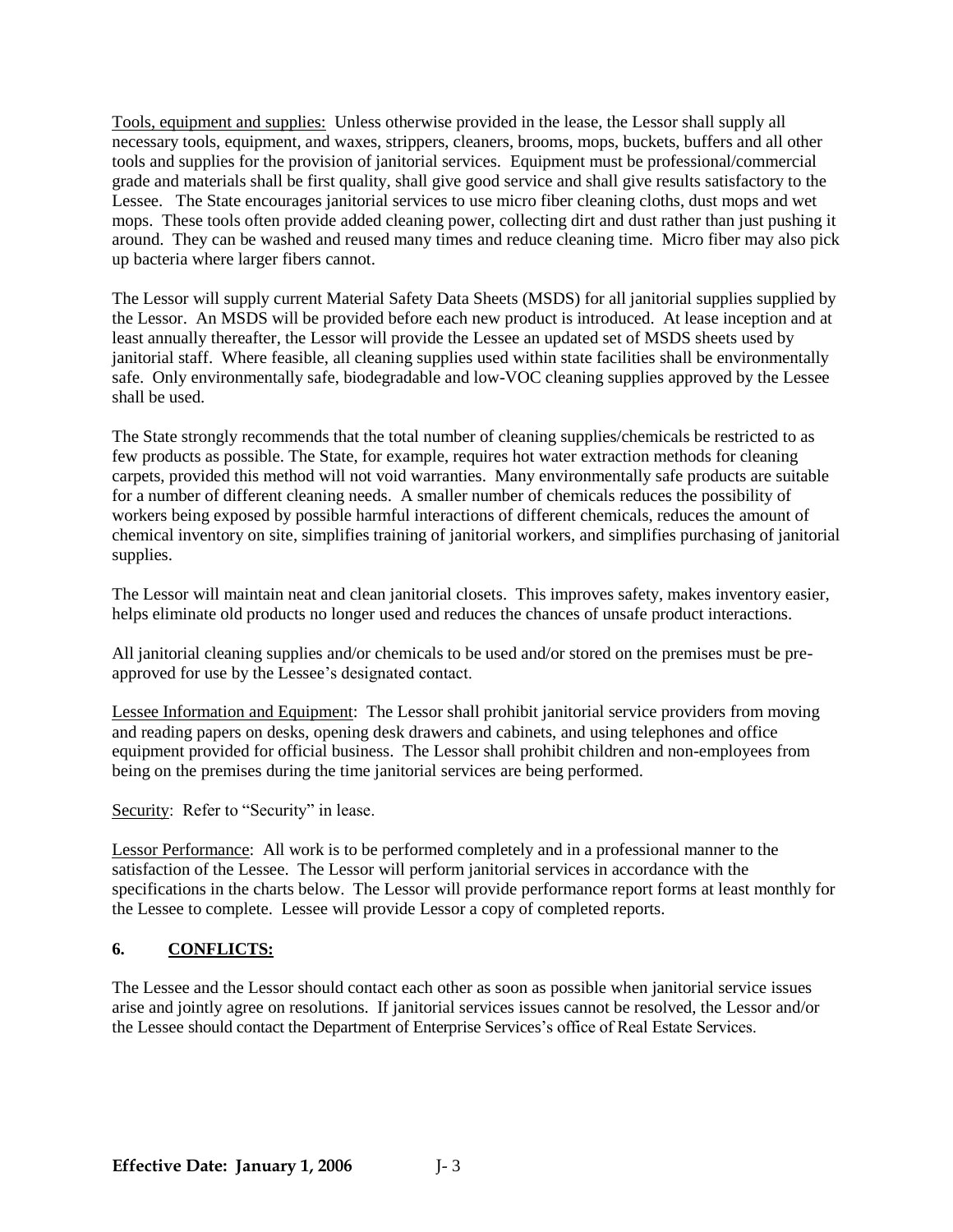Tools, equipment and supplies: Unless otherwise provided in the lease, the Lessor shall supply all necessary tools, equipment, and waxes, strippers, cleaners, brooms, mops, buckets, buffers and all other tools and supplies for the provision of janitorial services. Equipment must be professional/commercial grade and materials shall be first quality, shall give good service and shall give results satisfactory to the Lessee. The State encourages janitorial services to use micro fiber cleaning cloths, dust mops and wet mops. These tools often provide added cleaning power, collecting dirt and dust rather than just pushing it around. They can be washed and reused many times and reduce cleaning time. Micro fiber may also pick up bacteria where larger fibers cannot.

The Lessor will supply current Material Safety Data Sheets (MSDS) for all janitorial supplies supplied by the Lessor. An MSDS will be provided before each new product is introduced. At lease inception and at least annually thereafter, the Lessor will provide the Lessee an updated set of MSDS sheets used by janitorial staff. Where feasible, all cleaning supplies used within state facilities shall be environmentally safe. Only environmentally safe, biodegradable and low-VOC cleaning supplies approved by the Lessee shall be used.

The State strongly recommends that the total number of cleaning supplies/chemicals be restricted to as few products as possible. The State, for example, requires hot water extraction methods for cleaning carpets, provided this method will not void warranties. Many environmentally safe products are suitable for a number of different cleaning needs. A smaller number of chemicals reduces the possibility of workers being exposed by possible harmful interactions of different chemicals, reduces the amount of chemical inventory on site, simplifies training of janitorial workers, and simplifies purchasing of janitorial supplies.

The Lessor will maintain neat and clean janitorial closets. This improves safety, makes inventory easier, helps eliminate old products no longer used and reduces the chances of unsafe product interactions.

All janitorial cleaning supplies and/or chemicals to be used and/or stored on the premises must be pre-approved for use by the Lessee's designated contact.

Lessee Information and Equipment: The Lessor shall prohibit janitorial service providers from moving and reading papers on desks, opening desk drawers and cabinets, and using telephones and office equipment provided for official business. The Lessor shall prohibit children and non-employees from being on the premises during the time janitorial services are being performed.

Security: Refer to "Security" in lease.

Lessor Performance: All work is to be performed completely and in a professional manner to the satisfaction of the Lessee. The Lessor will perform janitorial services in accordance with the specifications in the charts below. The Lessor will provide performance report forms at least monthly for the Lessee to complete. Lessee will provide Lessor a copy of completed reports.

## 6. CONFLICTS:

The Lessee and the Lessor should contact each other as soon as possible when janitorial service issues arise and jointly agree on resolutions. If janitorial services issues cannot be resolved, the Lessor and/or the Lessee should contact the Department of Enterprise Services's office of Real Estate Services.

**Effective Date: January 1, 2006**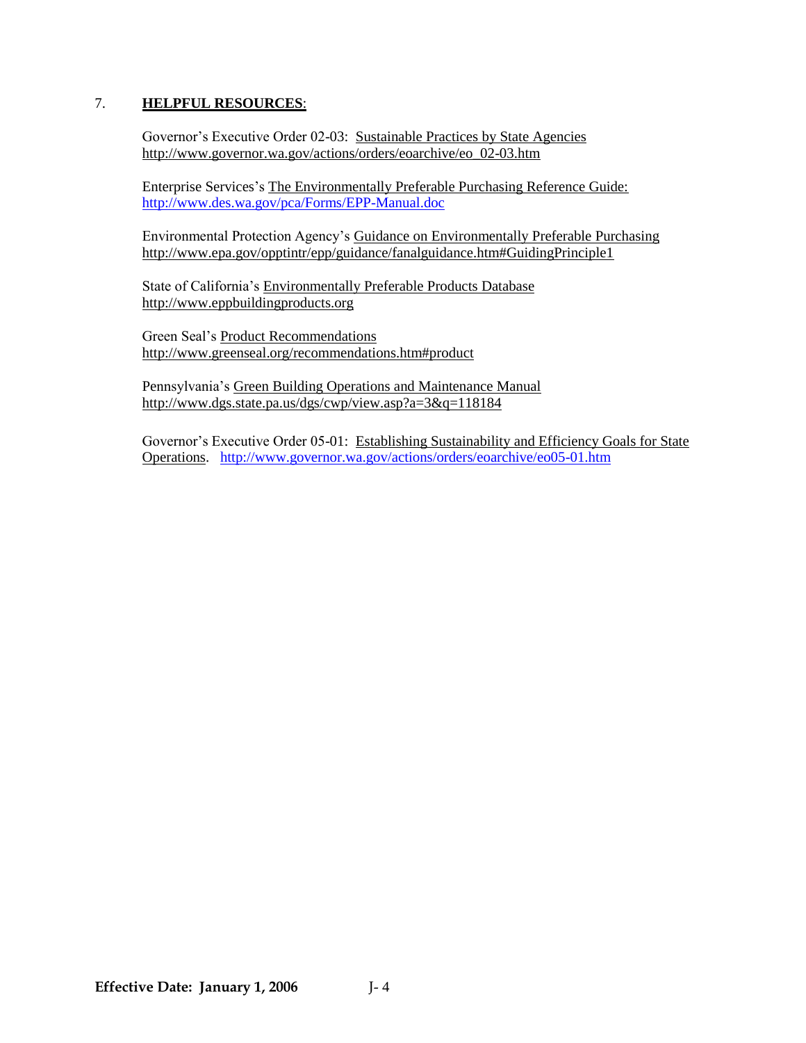## 7. **HELPFUL RESOURCES**:

Governor's Executive Order 02-03: Sustainable Practices by State Agencies
http://www.governor.wa.gov/actions/orders/eoarchive/eo_02-03.htm

Enterprise Services's The Environmentally Preferable Purchasing Reference Guide:
http://www.des.wa.gov/pca/Forms/EPP-Manual.doc

Environmental Protection Agency's Guidance on Environmentally Preferable Purchasing
http://www.epa.gov/opptintr/epp/guidance/fanalguidance.htm#GuidingPrinciple1

State of California's Environmentally Preferable Products Database
http://www.eppbuildingproducts.org

Green Seal's Product Recommendations
http://www.greenseal.org/recommendations.htm#product

Pennsylvania's Green Building Operations and Maintenance Manual
http://www.dgs.state.pa.us/dgs/cwp/view.asp?a=3&q=118184

Governor's Executive Order 05-01: Establishing Sustainability and Efficiency Goals for State Operations. http://www.governor.wa.gov/actions/orders/eoarchive/eo05-01.htm

**Effective Date: January 1, 2006**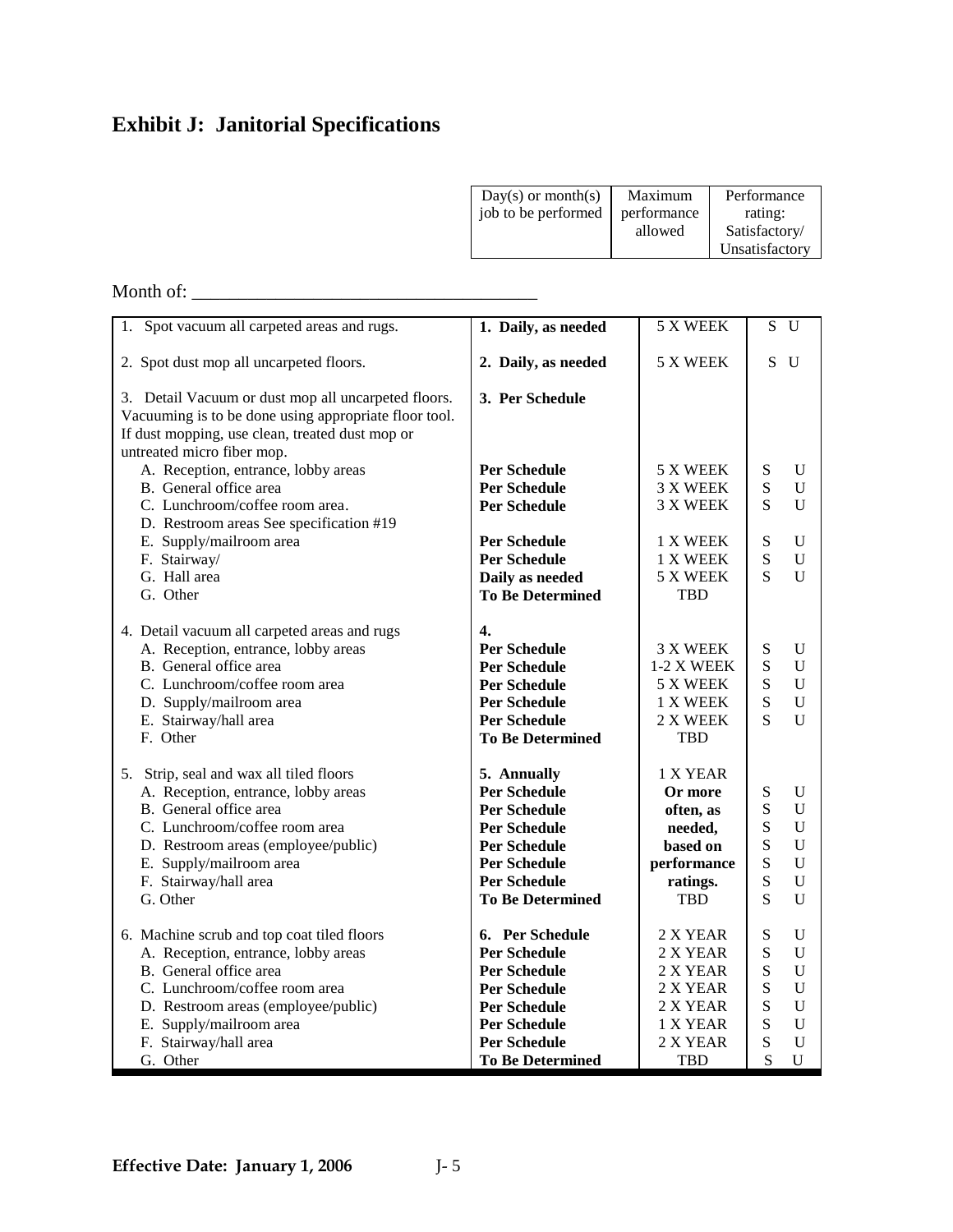# Exhibit J: Janitorial Specifications

| Day(s) or month(s) job to be performed | Maximum performance allowed | Performance rating: Satisfactory/ Unsatisfactory |
|---|---|---|

Month of: ____________________________________

| | | | | |
|---|---|---|---|---|
| 1. Spot vacuum all carpeted areas and rugs. | **1. Daily, as needed** | 5 X WEEK | S | U |
| 2. Spot dust mop all uncarpeted floors. | **2. Daily, as needed** | 5 X WEEK | S | U |
| 3. Detail Vacuum or dust mop all uncarpeted floors. Vacuuming is to be done using appropriate floor tool. If dust mopping, use clean, treated dust mop or untreated micro fiber mop. | **3. Per Schedule** | | | |
| A. Reception, entrance, lobby areas | **Per Schedule** | 5 X WEEK | S | U |
| B. General office area | **Per Schedule** | 3 X WEEK | S | U |
| C. Lunchroom/coffee room area. | **Per Schedule** | 3 X WEEK | S | U |
| D. Restroom areas See specification #19 | | | | |
| E. Supply/mailroom area | **Per Schedule** | 1 X WEEK | S | U |
| F. Stairway/ | **Per Schedule** | 1 X WEEK | S | U |
| G. Hall area | **Daily as needed** | 5 X WEEK | S | U |
| G. Other | **To Be Determined** | TBD | | |
| 4. Detail vacuum all carpeted areas and rugs | **4.** | | | |
| A. Reception, entrance, lobby areas | **Per Schedule** | 3 X WEEK | S | U |
| B. General office area | **Per Schedule** | 1-2 X WEEK | S | U |
| C. Lunchroom/coffee room area | **Per Schedule** | 5 X WEEK | S | U |
| D. Supply/mailroom area | **Per Schedule** | 1 X WEEK | S | U |
| E. Stairway/hall area | **Per Schedule** | 2 X WEEK | S | U |
| F. Other | **To Be Determined** | TBD | | |
| 5. Strip, seal and wax all tiled floors | **5. Annually** | 1 X YEAR | | |
| A. Reception, entrance, lobby areas | **Per Schedule** | **Or more** | S | U |
| B. General office area | **Per Schedule** | **often, as** | S | U |
| C. Lunchroom/coffee room area | **Per Schedule** | **needed,** | S | U |
| D. Restroom areas (employee/public) | **Per Schedule** | **based on** | S | U |
| E. Supply/mailroom area | **Per Schedule** | **performance** | S | U |
| F. Stairway/hall area | **Per Schedule** | **ratings.** | S | U |
| G. Other | **To Be Determined** | TBD | S | U |
| 6. Machine scrub and top coat tiled floors | **6. Per Schedule** | 2 X YEAR | S | U |
| A. Reception, entrance, lobby areas | **Per Schedule** | 2 X YEAR | S | U |
| B. General office area | **Per Schedule** | 2 X YEAR | S | U |
| C. Lunchroom/coffee room area | **Per Schedule** | 2 X YEAR | S | U |
| D. Restroom areas (employee/public) | **Per Schedule** | 2 X YEAR | S | U |
| E. Supply/mailroom area | **Per Schedule** | 1 X YEAR | S | U |
| F. Stairway/hall area | **Per Schedule** | 2 X YEAR | S | U |
| G. Other | **To Be Determined** | TBD | S | U |

**Effective Date: January 1, 2006**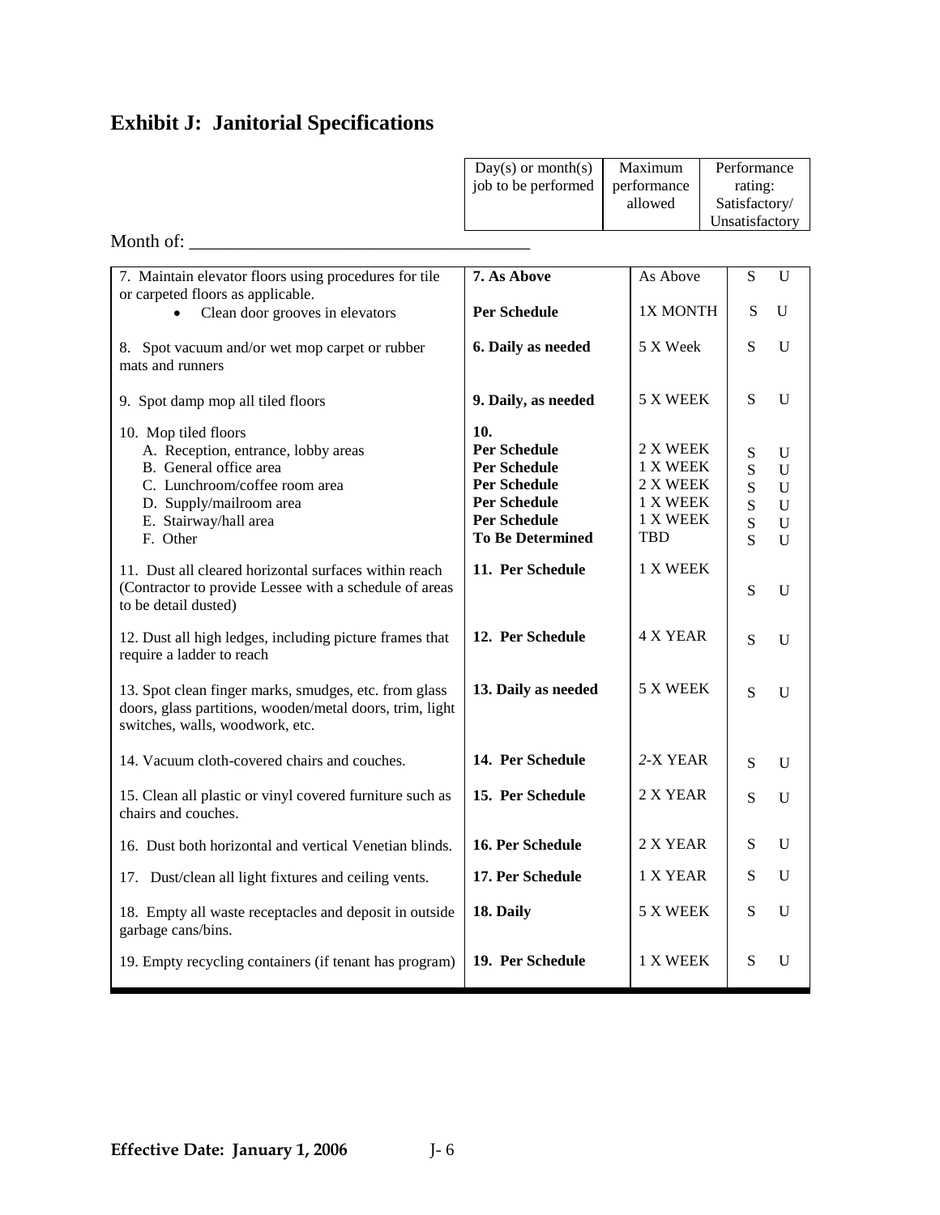## Exhibit J: Janitorial Specifications

| | Day(s) or month(s) job to be performed | Maximum performance allowed | Performance rating: Satisfactory/ Unsatisfactory | |
|---|---|---|---|---|

Month of: ___________________________________

| | | | | |
|---|---|---|---|---|
| 7. Maintain elevator floors using procedures for tile or carpeted floors as applicable. | **7. As Above** | As Above | S | U |
| • Clean door grooves in elevators | **Per Schedule** | 1X MONTH | S | U |
| 8. Spot vacuum and/or wet mop carpet or rubber mats and runners | **6. Daily as needed** | 5 X Week | S | U |
| 9. Spot damp mop all tiled floors | **9. Daily, as needed** | 5 X WEEK | S | U |
| 10. Mop tiled floors | **10.** | | | |
| A. Reception, entrance, lobby areas | **Per Schedule** | 2 X WEEK | S | U |
| B. General office area | **Per Schedule** | 1 X WEEK | S | U |
| C. Lunchroom/coffee room area | **Per Schedule** | 2 X WEEK | S | U |
| D. Supply/mailroom area | **Per Schedule** | 1 X WEEK | S | U |
| E. Stairway/hall area | **Per Schedule** | 1 X WEEK | S | U |
| F. Other | **To Be Determined** | TBD | S | U |
| 11. Dust all cleared horizontal surfaces within reach (Contractor to provide Lessee with a schedule of areas to be detail dusted) | **11. Per Schedule** | 1 X WEEK | S | U |
| 12. Dust all high ledges, including picture frames that require a ladder to reach | **12. Per Schedule** | 4 X YEAR | S | U |
| 13. Spot clean finger marks, smudges, etc. from glass doors, glass partitions, wooden/metal doors, trim, light switches, walls, woodwork, etc. | **13. Daily as needed** | 5 X WEEK | S | U |
| 14. Vacuum cloth-covered chairs and couches. | **14. Per Schedule** | *2*-X YEAR | S | U |
| 15. Clean all plastic or vinyl covered furniture such as chairs and couches. | **15. Per Schedule** | 2 X YEAR | S | U |
| 16. Dust both horizontal and vertical Venetian blinds. | **16. Per Schedule** | 2 X YEAR | S | U |
| 17. Dust/clean all light fixtures and ceiling vents. | **17. Per Schedule** | 1 X YEAR | S | U |
| 18. Empty all waste receptacles and deposit in outside garbage cans/bins. | **18. Daily** | 5 X WEEK | S | U |
| 19. Empty recycling containers (if tenant has program) | **19. Per Schedule** | 1 X WEEK | S | U |

**Effective Date: January 1, 2006**